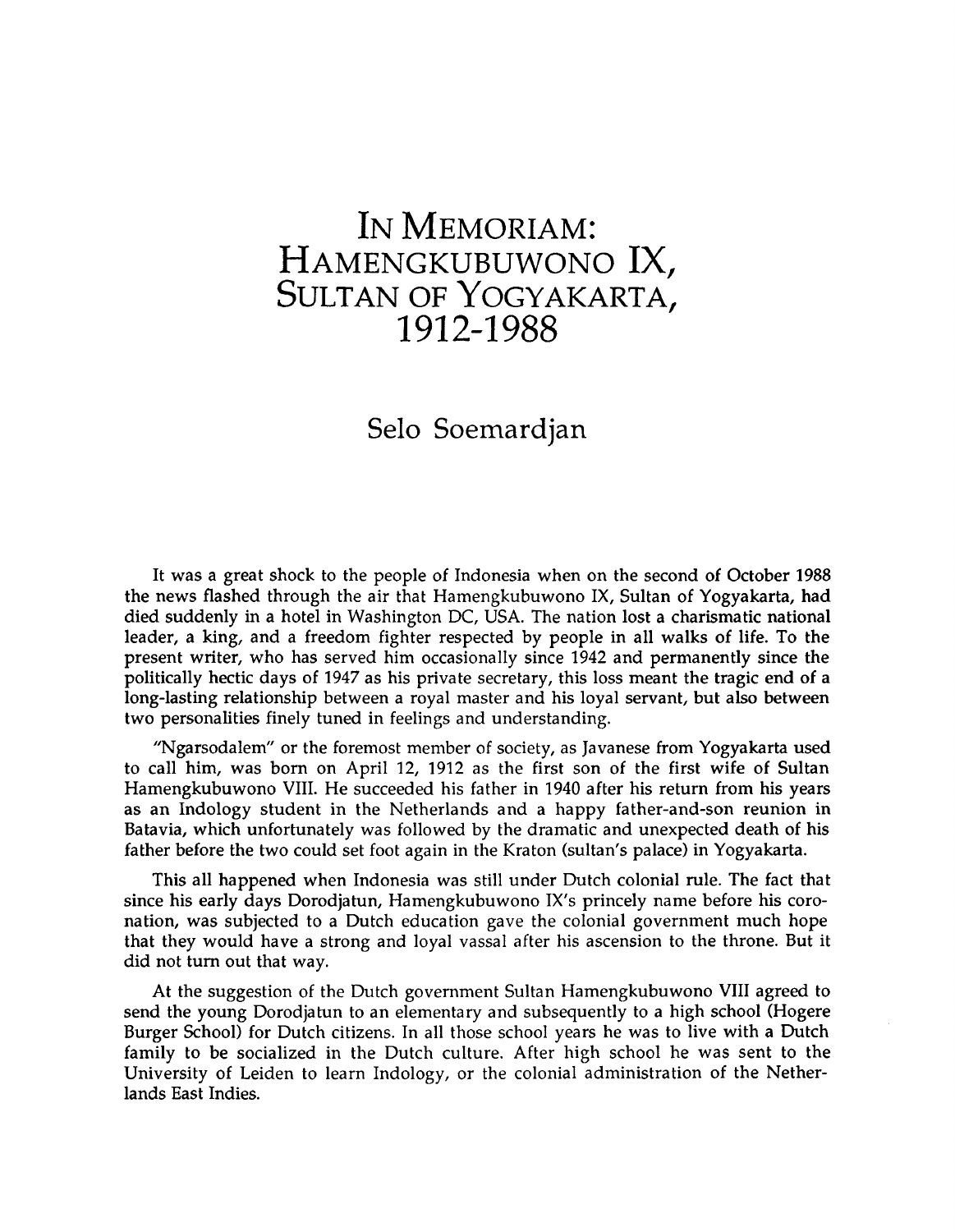# In Memoriam: Hamengkubuwono IX, Sultan of Yogyakarta, 1912-1988

## Selo Soemardjan

It was a great shock to the people of Indonesia when on the second of October 1988 the news flashed through the air that Hamengkubuwono IX, Sultan of Yogyakarta, had died suddenly in a hotel in Washington DC, USA. The nation lost a charismatic national leader, a king, and a freedom fighter respected by people in all walks of life. To the present writer, who has served him occasionally since 1942 and permanently since the politically hectic days of 1947 as his private secretary, this loss meant the tragic end of a long-lasting relationship between a royal master and his loyal servant, but also between two personalities finely tuned in feelings and understanding.

"Ngarsodalem" or the foremost member of society, as Javanese from Yogyakarta used to call him, was born on April 12, 1912 as the first son of the first wife of Sultan Hamengkubuwono VIII. He succeeded his father in 1940 after his return from his years as an Indology student in the Netherlands and a happy father-and-son reunion in Batavia, which unfortunately was followed by the dramatic and unexpected death of his father before the two could set foot again in the Kraton (sultan's palace) in Yogyakarta.

This all happened when Indonesia was still under Dutch colonial rule. The fact that since his early days Dorodjatun, Hamengkubuwono IX's princely name before his coronation, was subjected to a Dutch education gave the colonial government much hope that they would have a strong and loyal vassal after his ascension to the throne. But it did not turn out that way.

At the suggestion of the Dutch government Sultan Hamengkubuwono VIII agreed to send the young Dorodjatun to an elementary and subsequently to a high school (Hogere Burger School) for Dutch citizens. In all those school years he was to live with a Dutch family to be socialized in the Dutch culture. After high school he was sent to the University of Leiden to learn Indology, or the colonial administration of the Netherlands East Indies.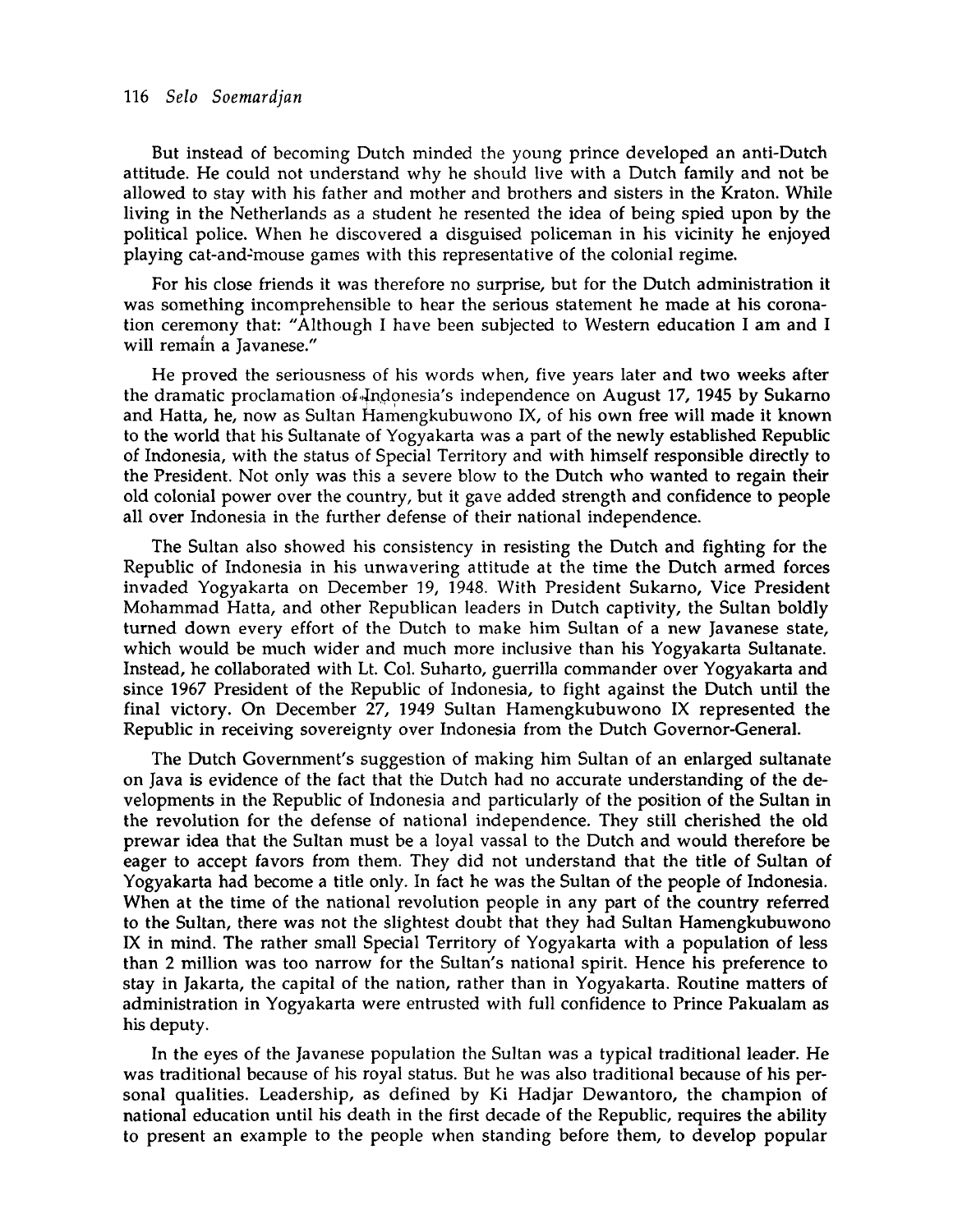But instead of becoming Dutch minded the young prince developed an anti-Dutch attitude. He could not understand why he should live with a Dutch family and not be allowed to stay with his father and mother and brothers and sisters in the Kraton. While living in the Netherlands as a student he resented the idea of being spied upon by the political police. When he discovered a disguised policeman in his vicinity he enjoyed playing cat-and-mouse games with this representative of the colonial regime.

For his close friends it was therefore no surprise, but for the Dutch administration it was something incomprehensible to hear the serious statement he made at his coronation ceremony that: "Although I have been subjected to Western education I am and I will remain a Javanese."

He proved the seriousness of his words when, five years later and two weeks after the dramatic proclamation of Indonesia's independence on August 17, 1945 by Sukarno and Hatta, he, now as Sultan Hamengkubuwono IX, of his own free will made it known to the world that his Sultanate of Yogyakarta was a part of the newly established Republic of Indonesia, with the status of Special Territory and with himself responsible directly to the President. Not only was this a severe blow to the Dutch who wanted to regain their old colonial power over the country, but it gave added strength and confidence to people all over Indonesia in the further defense of their national independence.

The Sultan also showed his consistency in resisting the Dutch and fighting for the Republic of Indonesia in his unwavering attitude at the time the Dutch armed forces invaded Yogyakarta on December 19, 1948. With President Sukarno, Vice President Mohammad Hatta, and other Republican leaders in Dutch captivity, the Sultan boldly turned down every effort of the Dutch to make him Sultan of a new Javanese state, which would be much wider and much more inclusive than his Yogyakarta Sultanate. Instead, he collaborated with Lt. Col. Suharto, guerrilla commander over Yogyakarta and since 1967 President of the Republic of Indonesia, to fight against the Dutch until the final victory. On December 27, 1949 Sultan Hamengkubuwono IX represented the Republic in receiving sovereignty over Indonesia from the Dutch Governor-General.

The Dutch Government's suggestion of making him Sultan of an enlarged sultanate on Java is evidence of the fact that the Dutch had no accurate understanding of the developments in the Republic of Indonesia and particularly of the position of the Sultan in the revolution for the defense of national independence. They still cherished the old prewar idea that the Sultan must be a loyal vassal to the Dutch and would therefore be eager to accept favors from them. They did not understand that the title of Sultan of Yogyakarta had become a title only. In fact he was the Sultan of the people of Indonesia. When at the time of the national revolution people in any part of the country referred to the Sultan, there was not the slightest doubt that they had Sultan Hamengkubuwono IX in mind. The rather small Special Territory of Yogyakarta with a population of less than 2 million was too narrow for the Sultan's national spirit. Hence his preference to stay in Jakarta, the capital of the nation, rather than in Yogyakarta. Routine matters of administration in Yogyakarta were entrusted with full confidence to Prince Pakualam as his deputy.

In the eyes of the Javanese population the Sultan was a typical traditional leader. He was traditional because of his royal status. But he was also traditional because of his personal qualities. Leadership, as defined by Ki Hadjar Dewantoro, the champion of national education until his death in the first decade of the Republic, requires the ability to present an example to the people when standing before them, to develop popular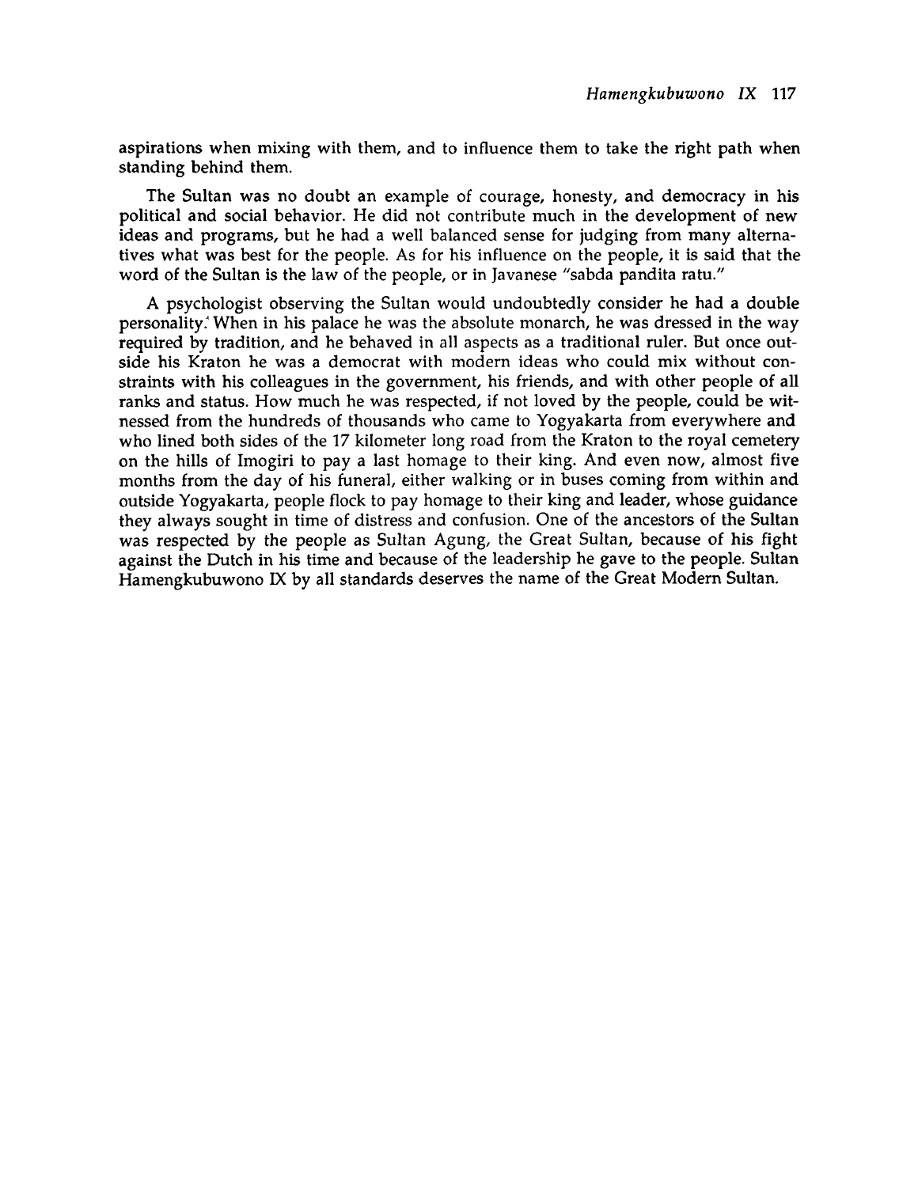aspirations when mixing with them, and to influence them to take the right path when standing behind them.

The Sultan was no doubt an example of courage, honesty, and democracy in his political and social behavior. He did not contribute much in the development of new ideas and programs, but he had a well balanced sense for judging from many alternatives what was best for the people. As for his influence on the people, it is said that the word of the Sultan is the law of the people, or in Javanese "sabda pandita ratu."

A psychologist observing the Sultan would undoubtedly consider he had a double personality. When in his palace he was the absolute monarch, he was dressed in the way required by tradition, and he behaved in all aspects as a traditional ruler. But once outside his Kraton he was a democrat with modern ideas who could mix without constraints with his colleagues in the government, his friends, and with other people of all ranks and status. How much he was respected, if not loved by the people, could be witnessed from the hundreds of thousands who came to Yogyakarta from everywhere and who lined both sides of the 17 kilometer long road from the Kraton to the royal cemetery on the hills of Imogiri to pay a last homage to their king. And even now, almost five months from the day of his funeral, either walking or in buses coming from within and outside Yogyakarta, people flock to pay homage to their king and leader, whose guidance they always sought in time of distress and confusion. One of the ancestors of the Sultan was respected by the people as Sultan Agung, the Great Sultan, because of his fight against the Dutch in his time and because of the leadership he gave to the people. Sultan Hamengkubuwono IX by all standards deserves the name of the Great Modern Sultan.